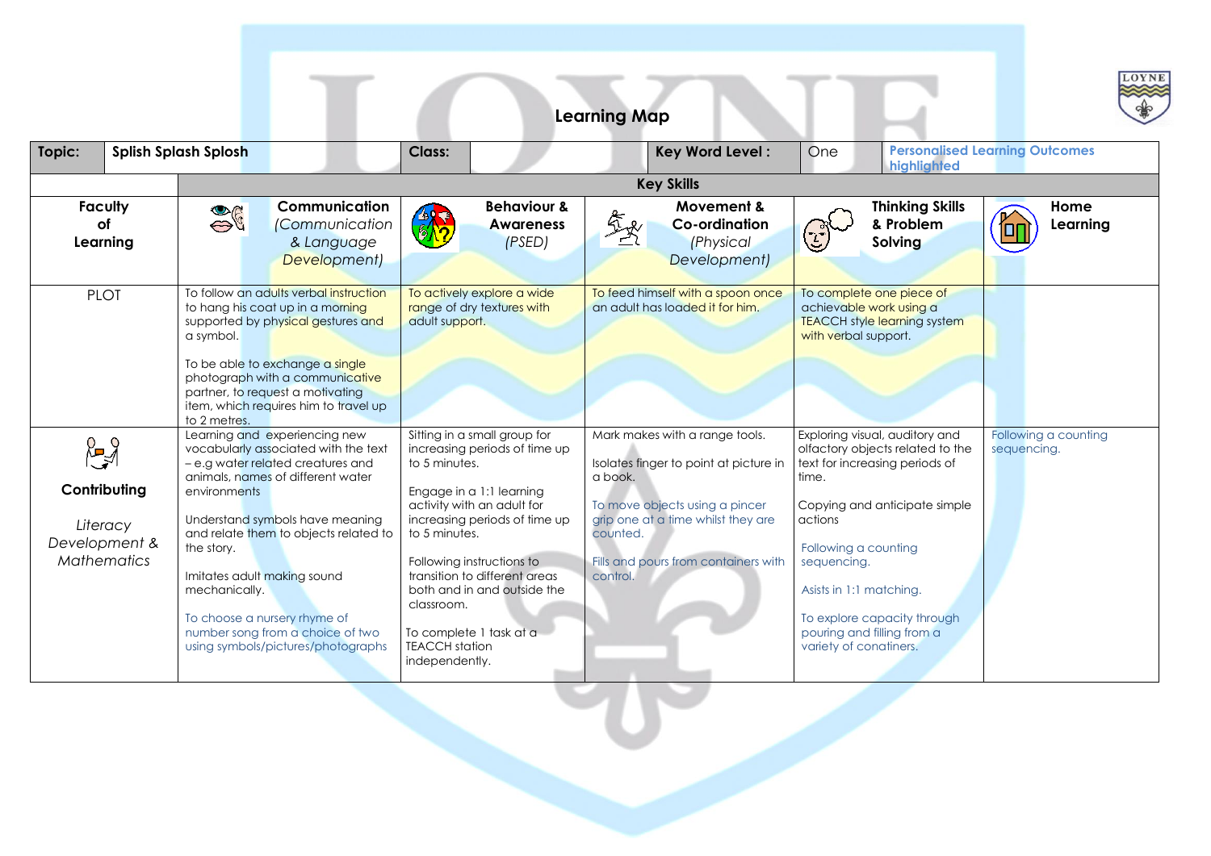# Learning Map

| Topic: | Splish Splash Splosh | Class: | | Key Word Level : | One | Personalised Learning Outcomes highlighted |
|---|---|---|---|---|---|---|

| | Key Skills | | | | |
|---|---|---|---|---|---|
| **Faculty of Learning** | **Communication** *(Communication & Language Development)* | **Behaviour & Awareness** *(PSED)* | **Movement & Co-ordination** *(Physical Development)* | **Thinking Skills & Problem Solving** | **Home Learning** |
| PLOT | To follow an adults verbal instruction to hang his coat up in a morning supported by physical gestures and a symbol.<br><br>To be able to exchange a single photograph with a communicative partner, to request a motivating item, which requires him to travel up to 2 metres. | To actively explore a wide range of dry textures with adult support. | To feed himself with a spoon once an adult has loaded it for him. | To complete one piece of achievable work using a TEACCH style learning system with verbal support. | |
| **Contributing**<br><br>*Literacy Development & Mathematics* | Learning and experiencing new vocabulary associated with the text – e.g water related creatures and animals, names of different water environments<br><br>Understand symbols have meaning and relate them to objects related to the story.<br><br>Imitates adult making sound mechanically.<br><br>To choose a nursery rhyme of number song from a choice of two using symbols/pictures/photographs | Sitting in a small group for increasing periods of time up to 5 minutes.<br><br>Engage in a 1:1 learning activity with an adult for increasing periods of time up to 5 minutes.<br><br>Following instructions to transition to different areas both and in and outside the classroom.<br><br>To complete 1 task at a TEACCH station independently. | Mark makes with a range tools.<br><br>Isolates finger to point at picture in a book.<br><br>To move objects using a pincer grip one at a time whilst they are counted.<br><br>Fills and pours from containers with control. | Exploring visual, auditory and olfactory objects related to the text for increasing periods of time.<br><br>Copying and anticipate simple actions<br><br>Following a counting sequencing.<br><br>Asists in 1:1 matching.<br><br>To explore capacity through pouring and filling from a variety of conatiners. | Following a counting sequencing. |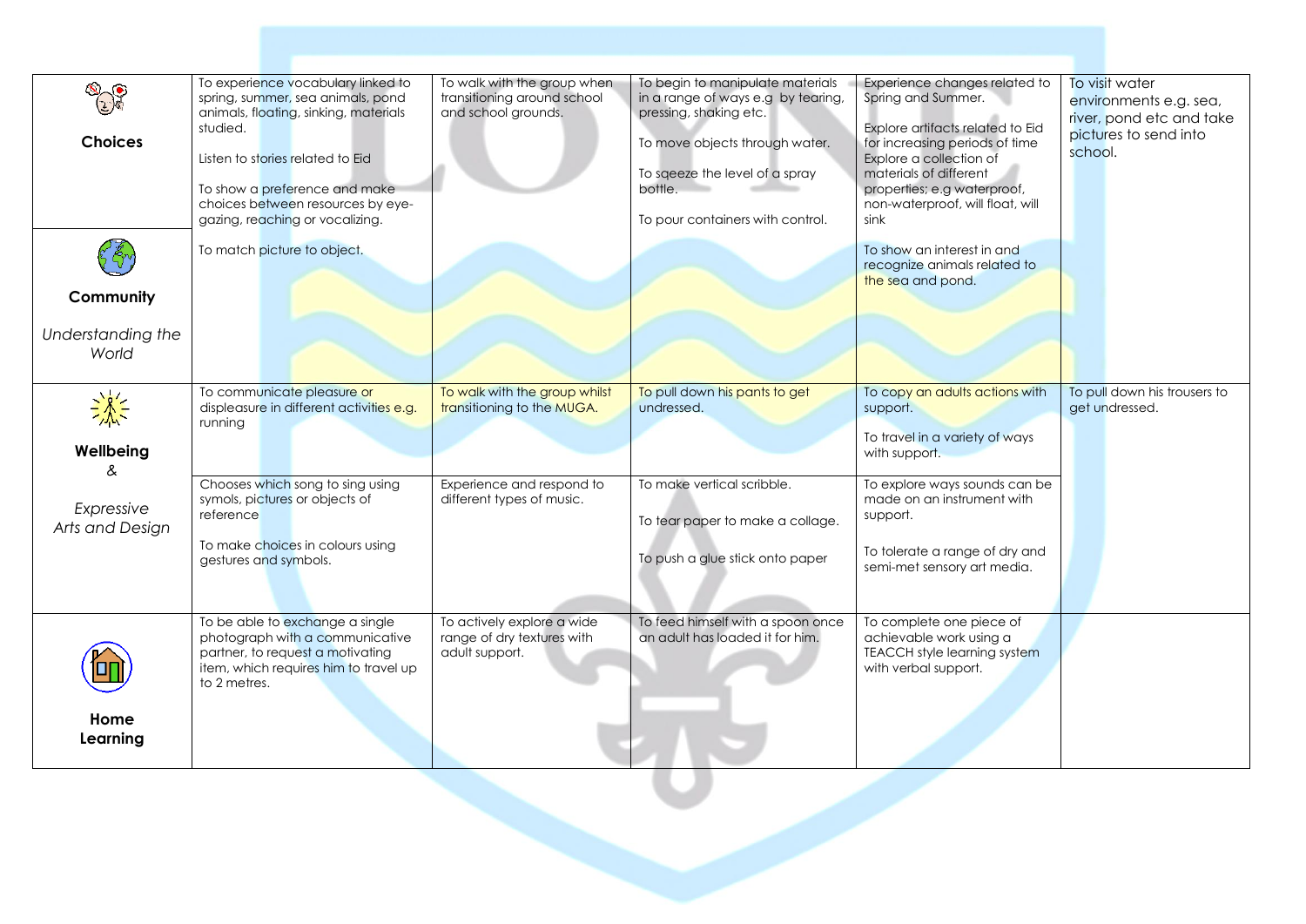| | | | | | |
|---|---|---|---|---|---|
| **Choices** | To experience vocabulary linked to spring, summer, sea animals, pond animals, floating, sinking, materials studied.<br><br>Listen to stories related to Eid<br><br>To show a preference and make choices between resources by eye-gazing, reaching or vocalizing.<br><br>To match picture to object. | To walk with the group when transitioning around school and school grounds. | To begin to manipulate materials in a range of ways e.g by tearing, pressing, shaking etc.<br><br>To move objects through water.<br><br>To sqeeze the level of a spray bottle.<br><br>To pour containers with control. | Experience changes related to Spring and Summer.<br><br>Explore artifacts related to Eid for increasing periods of time<br>Explore a collection of materials of different properties; e.g waterproof, non-waterproof, will float, will sink<br><br>To show an interest in and recognize animals related to the sea and pond. | To visit water environments e.g. sea, river, pond etc and take pictures to send into school. |
| **Community**<br><br>*Understanding the World* | | | | | |
| **Wellbeing** &<br><br>*Expressive Arts and Design* | To communicate pleasure or displeasure in different activities e.g. running | To walk with the group whilst transitioning to the MUGA. | To pull down his pants to get undressed. | To copy an adults actions with support.<br><br>To travel in a variety of ways with support. | To pull down his trousers to get undressed. |
| | Chooses which song to sing using symols, pictures or objects of reference<br><br>To make choices in colours using gestures and symbols. | Experience and respond to different types of music. | To make vertical scribble.<br><br>To tear paper to make a collage.<br><br>To push a glue stick onto paper | To explore ways sounds can be made on an instrument with support.<br><br>To tolerate a range of dry and semi-met sensory art media. | |
| **Home Learning** | To be able to exchange a single photograph with a communicative partner, to request a motivating item, which requires him to travel up to 2 metres. | To actively explore a wide range of dry textures with adult support. | To feed himself with a spoon once an adult has loaded it for him. | To complete one piece of achievable work using a TEACCH style learning system with verbal support. | |